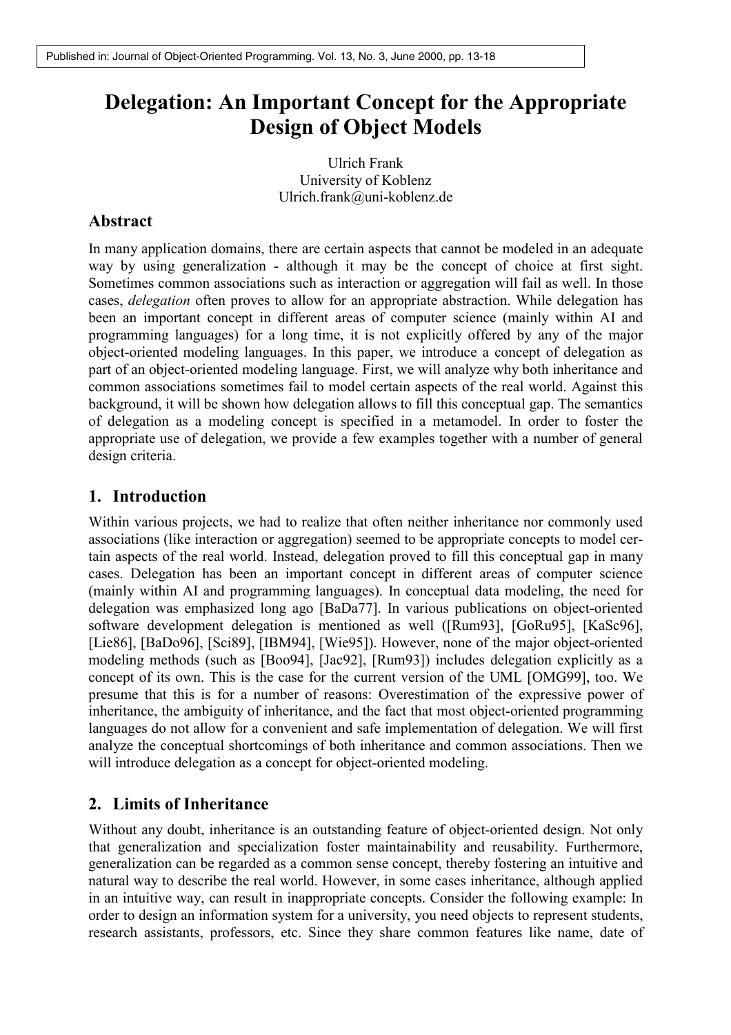Published in: Journal of Object-Oriented Programming. Vol. 13, No. 3, June 2000, pp. 13-18

# Delegation: An Important Concept for the Appropriate Design of Object Models

Ulrich Frank
University of Koblenz
Ulrich.frank@uni-koblenz.de

## Abstract

In many application domains, there are certain aspects that cannot be modeled in an adequate way by using generalization - although it may be the concept of choice at first sight. Sometimes common associations such as interaction or aggregation will fail as well. In those cases, *delegation* often proves to allow for an appropriate abstraction. While delegation has been an important concept in different areas of computer science (mainly within AI and programming languages) for a long time, it is not explicitly offered by any of the major object-oriented modeling languages. In this paper, we introduce a concept of delegation as part of an object-oriented modeling language. First, we will analyze why both inheritance and common associations sometimes fail to model certain aspects of the real world. Against this background, it will be shown how delegation allows to fill this conceptual gap. The semantics of delegation as a modeling concept is specified in a metamodel. In order to foster the appropriate use of delegation, we provide a few examples together with a number of general design criteria.

## 1. Introduction

Within various projects, we had to realize that often neither inheritance nor commonly used associations (like interaction or aggregation) seemed to be appropriate concepts to model certain aspects of the real world. Instead, delegation proved to fill this conceptual gap in many cases. Delegation has been an important concept in different areas of computer science (mainly within AI and programming languages). In conceptual data modeling, the need for delegation was emphasized long ago [BaDa77]. In various publications on object-oriented software development delegation is mentioned as well ([Rum93], [GoRu95], [KaSc96], [Lie86], [BaDo96], [Sci89], [IBM94], [Wie95]). However, none of the major object-oriented modeling methods (such as [Boo94], [Jac92], [Rum93]) includes delegation explicitly as a concept of its own. This is the case for the current version of the UML [OMG99], too. We presume that this is for a number of reasons: Overestimation of the expressive power of inheritance, the ambiguity of inheritance, and the fact that most object-oriented programming languages do not allow for a convenient and safe implementation of delegation. We will first analyze the conceptual shortcomings of both inheritance and common associations. Then we will introduce delegation as a concept for object-oriented modeling.

## 2. Limits of Inheritance

Without any doubt, inheritance is an outstanding feature of object-oriented design. Not only that generalization and specialization foster maintainability and reusability. Furthermore, generalization can be regarded as a common sense concept, thereby fostering an intuitive and natural way to describe the real world. However, in some cases inheritance, although applied in an intuitive way, can result in inappropriate concepts. Consider the following example: In order to design an information system for a university, you need objects to represent students, research assistants, professors, etc. Since they share common features like name, date of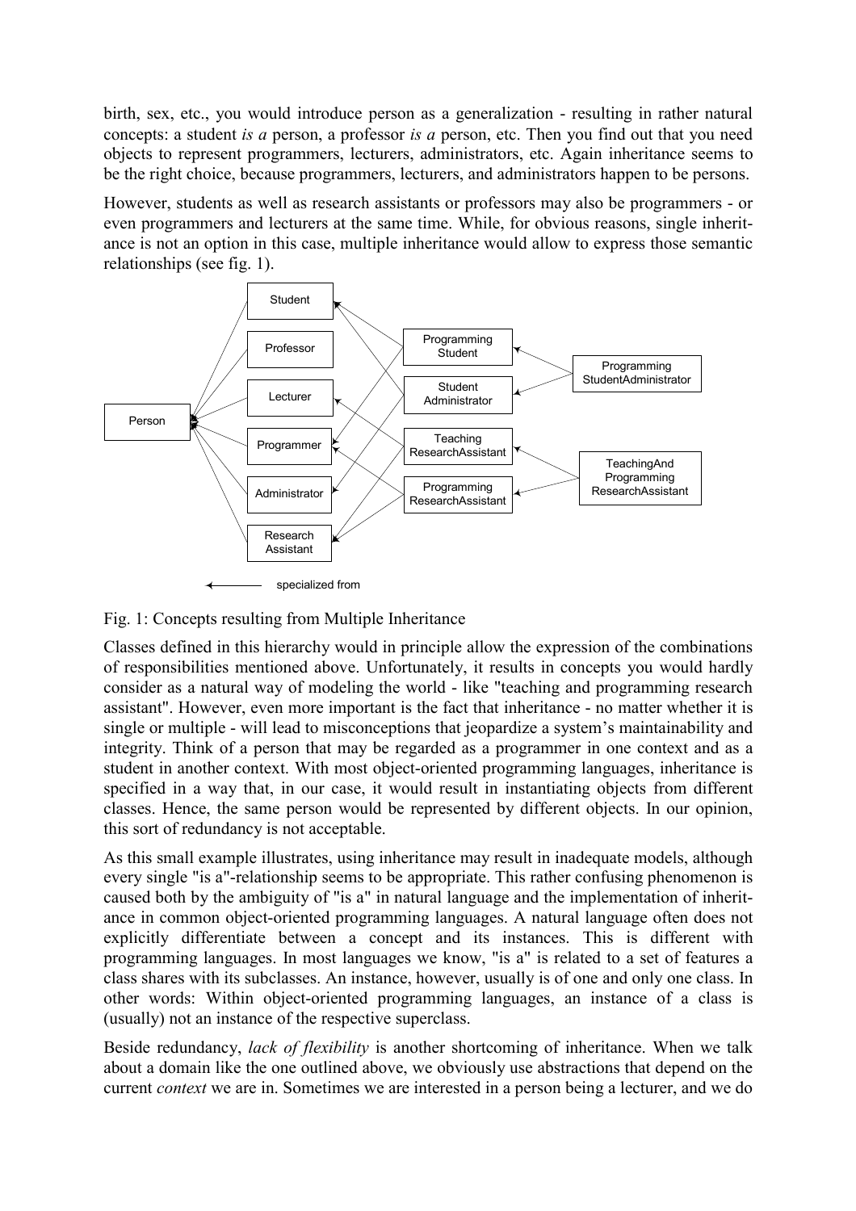birth, sex, etc., you would introduce person as a generalization - resulting in rather natural concepts: a student *is a* person, a professor *is a* person, etc. Then you find out that you need objects to represent programmers, lecturers, administrators, etc. Again inheritance seems to be the right choice, because programmers, lecturers, and administrators happen to be persons.

However, students as well as research assistants or professors may also be programmers - or even programmers and lecturers at the same time. While, for obvious reasons, single inheritance is not an option in this case, multiple inheritance would allow to express those semantic relationships (see fig. 1).

Fig. 1: Concepts resulting from Multiple Inheritance

Classes defined in this hierarchy would in principle allow the expression of the combinations of responsibilities mentioned above. Unfortunately, it results in concepts you would hardly consider as a natural way of modeling the world - like "teaching and programming research assistant". However, even more important is the fact that inheritance - no matter whether it is single or multiple - will lead to misconceptions that jeopardize a system's maintainability and integrity. Think of a person that may be regarded as a programmer in one context and as a student in another context. With most object-oriented programming languages, inheritance is specified in a way that, in our case, it would result in instantiating objects from different classes. Hence, the same person would be represented by different objects. In our opinion, this sort of redundancy is not acceptable.

As this small example illustrates, using inheritance may result in inadequate models, although every single "is a"-relationship seems to be appropriate. This rather confusing phenomenon is caused both by the ambiguity of "is a" in natural language and the implementation of inheritance in common object-oriented programming languages. A natural language often does not explicitly differentiate between a concept and its instances. This is different with programming languages. In most languages we know, "is a" is related to a set of features a class shares with its subclasses. An instance, however, usually is of one and only one class. In other words: Within object-oriented programming languages, an instance of a class is (usually) not an instance of the respective superclass.

Beside redundancy, *lack of flexibility* is another shortcoming of inheritance. When we talk about a domain like the one outlined above, we obviously use abstractions that depend on the current *context* we are in. Sometimes we are interested in a person being a lecturer, and we do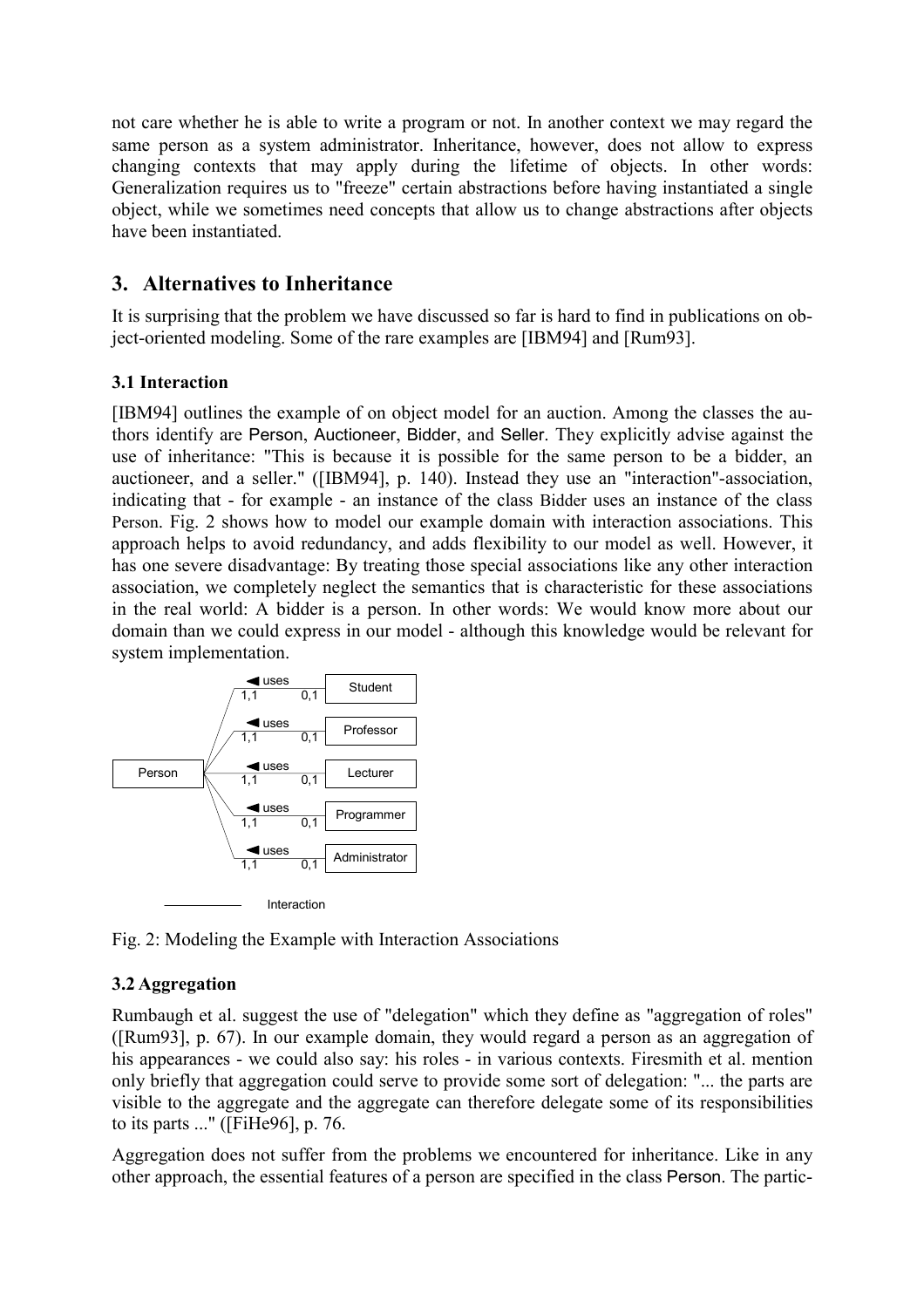not care whether he is able to write a program or not. In another context we may regard the same person as a system administrator. Inheritance, however, does not allow to express changing contexts that may apply during the lifetime of objects. In other words: Generalization requires us to "freeze" certain abstractions before having instantiated a single object, while we sometimes need concepts that allow us to change abstractions after objects have been instantiated.

## 3. Alternatives to Inheritance

It is surprising that the problem we have discussed so far is hard to find in publications on object-oriented modeling. Some of the rare examples are [IBM94] and [Rum93].

### 3.1 Interaction

[IBM94] outlines the example of on object model for an auction. Among the classes the authors identify are Person, Auctioneer, Bidder, and Seller. They explicitly advise against the use of inheritance: "This is because it is possible for the same person to be a bidder, an auctioneer, and a seller." ([IBM94], p. 140). Instead they use an "interaction"-association, indicating that - for example - an instance of the class Bidder uses an instance of the class Person. Fig. 2 shows how to model our example domain with interaction associations. This approach helps to avoid redundancy, and adds flexibility to our model as well. However, it has one severe disadvantage: By treating those special associations like any other interaction association, we completely neglect the semantics that is characteristic for these associations in the real world: A bidder is a person. In other words: We would know more about our domain than we could express in our model - although this knowledge would be relevant for system implementation.

Person

◀ uses 1,1 0,1 Student

◀ uses 1,1 0,1 Professor

◀ uses 1,1 0,1 Lecturer

◀ uses 1,1 0,1 Programmer

◀ uses 1,1 0,1 Administrator

Interaction

Fig. 2: Modeling the Example with Interaction Associations

### 3.2 Aggregation

Rumbaugh et al. suggest the use of "delegation" which they define as "aggregation of roles" ([Rum93], p. 67). In our example domain, they would regard a person as an aggregation of his appearances - we could also say: his roles - in various contexts. Firesmith et al. mention only briefly that aggregation could serve to provide some sort of delegation: "... the parts are visible to the aggregate and the aggregate can therefore delegate some of its responsibilities to its parts ..." ([FiHe96], p. 76.

Aggregation does not suffer from the problems we encountered for inheritance. Like in any other approach, the essential features of a person are specified in the class Person. The partic-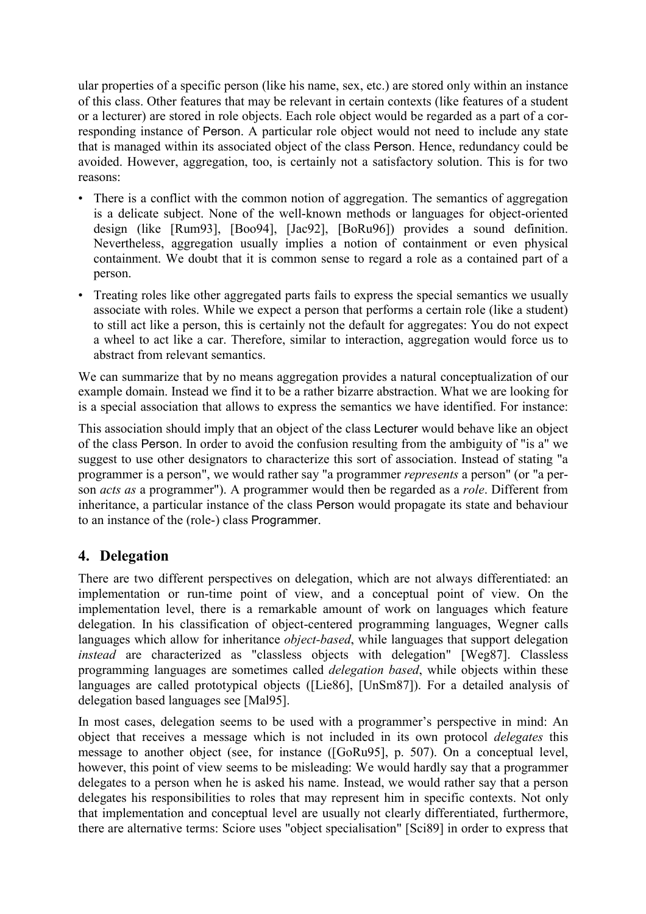ular properties of a specific person (like his name, sex, etc.) are stored only within an instance of this class. Other features that may be relevant in certain contexts (like features of a student or a lecturer) are stored in role objects. Each role object would be regarded as a part of a corresponding instance of Person. A particular role object would not need to include any state that is managed within its associated object of the class Person. Hence, redundancy could be avoided. However, aggregation, too, is certainly not a satisfactory solution. This is for two reasons:

- There is a conflict with the common notion of aggregation. The semantics of aggregation is a delicate subject. None of the well-known methods or languages for object-oriented design (like [Rum93], [Boo94], [Jac92], [BoRu96]) provides a sound definition. Nevertheless, aggregation usually implies a notion of containment or even physical containment. We doubt that it is common sense to regard a role as a contained part of a person.
- Treating roles like other aggregated parts fails to express the special semantics we usually associate with roles. While we expect a person that performs a certain role (like a student) to still act like a person, this is certainly not the default for aggregates: You do not expect a wheel to act like a car. Therefore, similar to interaction, aggregation would force us to abstract from relevant semantics.

We can summarize that by no means aggregation provides a natural conceptualization of our example domain. Instead we find it to be a rather bizarre abstraction. What we are looking for is a special association that allows to express the semantics we have identified. For instance:

This association should imply that an object of the class Lecturer would behave like an object of the class Person. In order to avoid the confusion resulting from the ambiguity of "is a" we suggest to use other designators to characterize this sort of association. Instead of stating "a programmer is a person", we would rather say "a programmer *represents* a person" (or "a person *acts as* a programmer"). A programmer would then be regarded as a *role*. Different from inheritance, a particular instance of the class Person would propagate its state and behaviour to an instance of the (role-) class Programmer.

## 4. Delegation

There are two different perspectives on delegation, which are not always differentiated: an implementation or run-time point of view, and a conceptual point of view. On the implementation level, there is a remarkable amount of work on languages which feature delegation. In his classification of object-centered programming languages, Wegner calls languages which allow for inheritance *object-based*, while languages that support delegation *instead* are characterized as "classless objects with delegation" [Weg87]. Classless programming languages are sometimes called *delegation based*, while objects within these languages are called prototypical objects ([Lie86], [UnSm87]). For a detailed analysis of delegation based languages see [Mal95].

In most cases, delegation seems to be used with a programmer's perspective in mind: An object that receives a message which is not included in its own protocol *delegates* this message to another object (see, for instance ([GoRu95], p. 507). On a conceptual level, however, this point of view seems to be misleading: We would hardly say that a programmer delegates to a person when he is asked his name. Instead, we would rather say that a person delegates his responsibilities to roles that may represent him in specific contexts. Not only that implementation and conceptual level are usually not clearly differentiated, furthermore, there are alternative terms: Sciore uses "object specialisation" [Sci89] in order to express that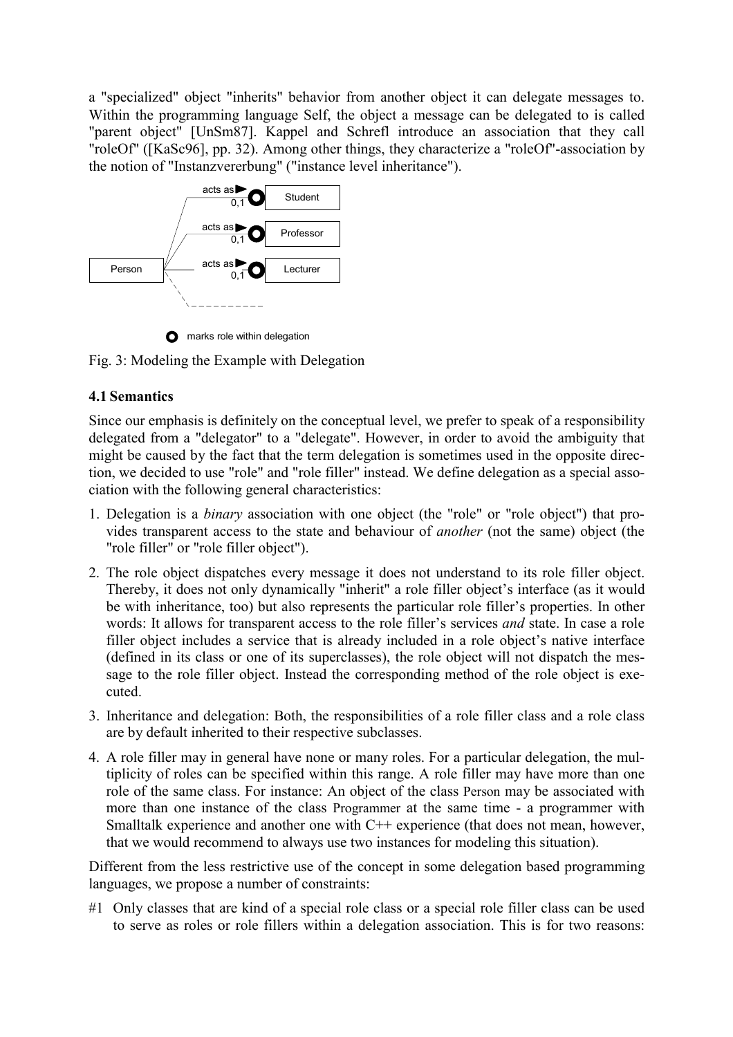a "specialized" object "inherits" behavior from another object it can delegate messages to. Within the programming language Self, the object a message can be delegated to is called "parent object" [UnSm87]. Kappel and Schrefl introduce an association that they call "roleOf" ([KaSc96], pp. 32). Among other things, they characterize a "roleOf"-association by the notion of "Instanzvererbung" ("instance level inheritance").

Person

acts as 0,1 Student

acts as 0,1 Professor

acts as 0,1 Lecturer

marks role within delegation

Fig. 3: Modeling the Example with Delegation

### 4.1 Semantics

Since our emphasis is definitely on the conceptual level, we prefer to speak of a responsibility delegated from a "delegator" to a "delegate". However, in order to avoid the ambiguity that might be caused by the fact that the term delegation is sometimes used in the opposite direction, we decided to use "role" and "role filler" instead. We define delegation as a special association with the following general characteristics:

1. Delegation is a *binary* association with one object (the "role" or "role object") that provides transparent access to the state and behaviour of *another* (not the same) object (the "role filler" or "role filler object").
2. The role object dispatches every message it does not understand to its role filler object. Thereby, it does not only dynamically "inherit" a role filler object's interface (as it would be with inheritance, too) but also represents the particular role filler's properties. In other words: It allows for transparent access to the role filler's services *and* state. In case a role filler object includes a service that is already included in a role object's native interface (defined in its class or one of its superclasses), the role object will not dispatch the message to the role filler object. Instead the corresponding method of the role object is executed.
3. Inheritance and delegation: Both, the responsibilities of a role filler class and a role class are by default inherited to their respective subclasses.
4. A role filler may in general have none or many roles. For a particular delegation, the multiplicity of roles can be specified within this range. A role filler may have more than one role of the same class. For instance: An object of the class Person may be associated with more than one instance of the class Programmer at the same time - a programmer with Smalltalk experience and another one with C++ experience (that does not mean, however, that we would recommend to always use two instances for modeling this situation).

Different from the less restrictive use of the concept in some delegation based programming languages, we propose a number of constraints:

#1 Only classes that are kind of a special role class or a special role filler class can be used to serve as roles or role fillers within a delegation association. This is for two reasons: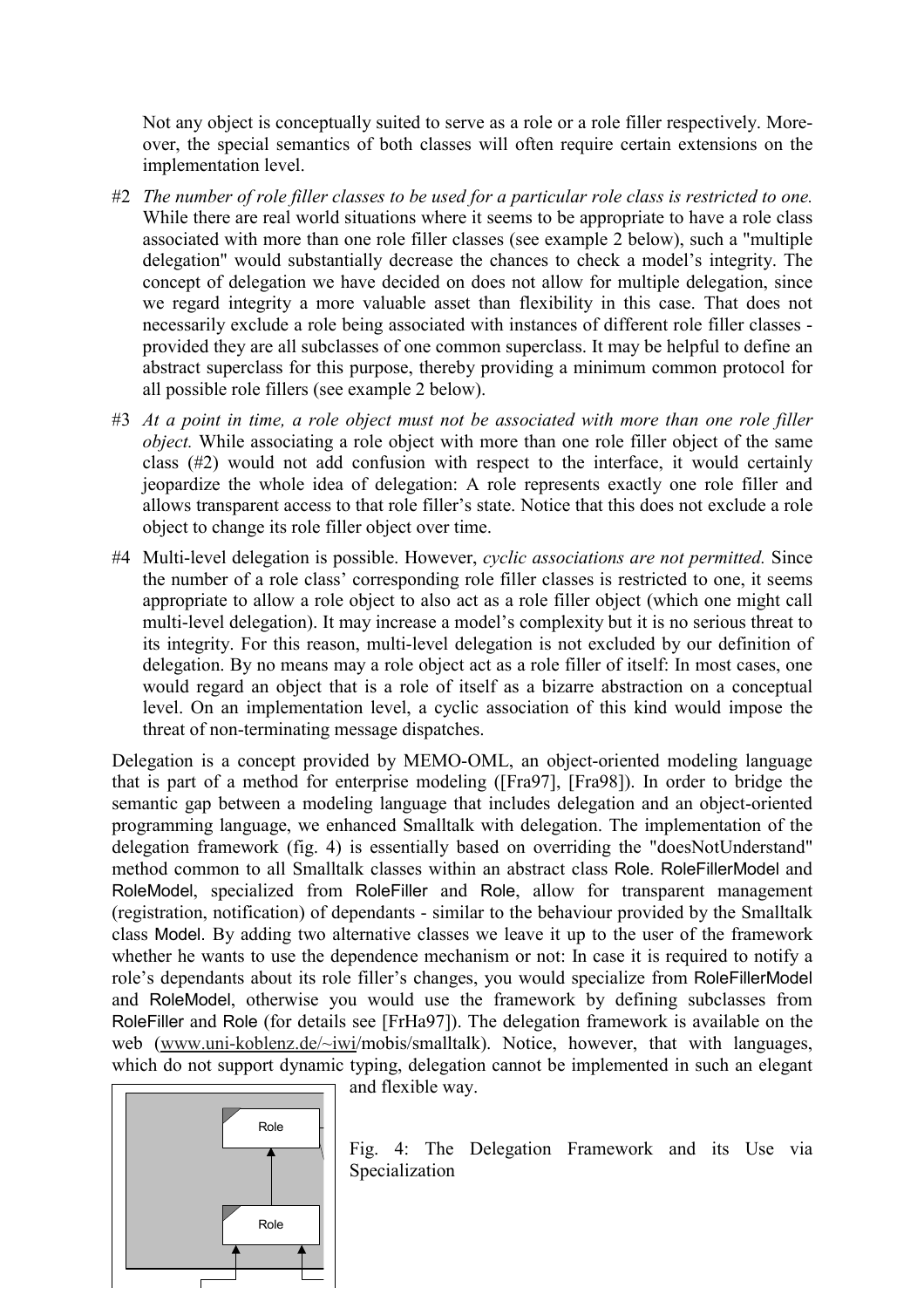Not any object is conceptually suited to serve as a role or a role filler respectively. Moreover, the special semantics of both classes will often require certain extensions on the implementation level.

#2 *The number of role filler classes to be used for a particular role class is restricted to one.* While there are real world situations where it seems to be appropriate to have a role class associated with more than one role filler classes (see example 2 below), such a "multiple delegation" would substantially decrease the chances to check a model's integrity. The concept of delegation we have decided on does not allow for multiple delegation, since we regard integrity a more valuable asset than flexibility in this case. That does not necessarily exclude a role being associated with instances of different role filler classes - provided they are all subclasses of one common superclass. It may be helpful to define an abstract superclass for this purpose, thereby providing a minimum common protocol for all possible role fillers (see example 2 below).

#3 *At a point in time, a role object must not be associated with more than one role filler object.* While associating a role object with more than one role filler object of the same class (#2) would not add confusion with respect to the interface, it would certainly jeopardize the whole idea of delegation: A role represents exactly one role filler and allows transparent access to that role filler's state. Notice that this does not exclude a role object to change its role filler object over time.

#4 Multi-level delegation is possible. However, *cyclic associations are not permitted.* Since the number of a role class' corresponding role filler classes is restricted to one, it seems appropriate to allow a role object to also act as a role filler object (which one might call multi-level delegation). It may increase a model's complexity but it is no serious threat to its integrity. For this reason, multi-level delegation is not excluded by our definition of delegation. By no means may a role object act as a role filler of itself: In most cases, one would regard an object that is a role of itself as a bizarre abstraction on a conceptual level. On an implementation level, a cyclic association of this kind would impose the threat of non-terminating message dispatches.

Delegation is a concept provided by MEMO-OML, an object-oriented modeling language that is part of a method for enterprise modeling ([Fra97], [Fra98]). In order to bridge the semantic gap between a modeling language that includes delegation and an object-oriented programming language, we enhanced Smalltalk with delegation. The implementation of the delegation framework (fig. 4) is essentially based on overriding the "doesNotUnderstand" method common to all Smalltalk classes within an abstract class Role. RoleFillerModel and RoleModel, specialized from RoleFiller and Role, allow for transparent management (registration, notification) of dependants - similar to the behaviour provided by the Smalltalk class Model. By adding two alternative classes we leave it up to the user of the framework whether he wants to use the dependence mechanism or not: In case it is required to notify a role's dependants about its role filler's changes, you would specialize from RoleFillerModel and RoleModel, otherwise you would use the framework by defining subclasses from RoleFiller and Role (for details see [FrHa97]). The delegation framework is available on the web (www.uni-koblenz.de/~iwi/mobis/smalltalk). Notice, however, that with languages, which do not support dynamic typing, delegation cannot be implemented in such an elegant and flexible way.

Role

Role

Fig. 4: The Delegation Framework and its Use via Specialization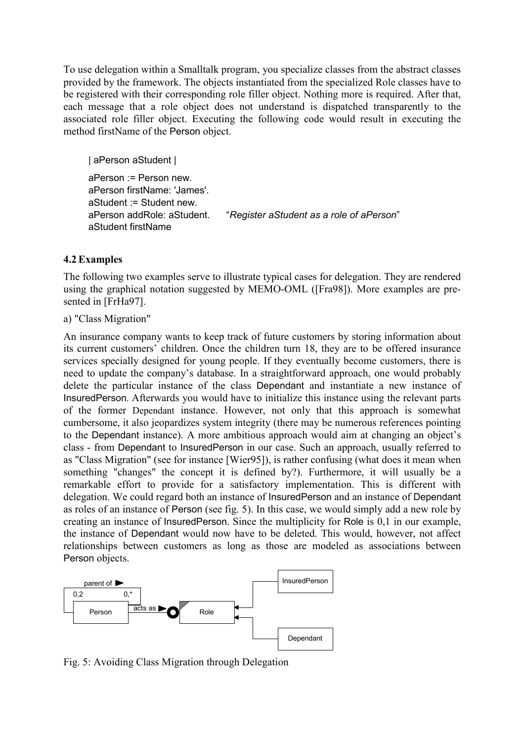To use delegation within a Smalltalk program, you specialize classes from the abstract classes provided by the framework. The objects instantiated from the specialized Role classes have to be registered with their corresponding role filler object. Nothing more is required. After that, each message that a role object does not understand is dispatched transparently to the associated role filler object. Executing the following code would result in executing the method firstName of the Person object.

```
| aPerson aStudent |

aPerson := Person new.
aPerson firstName: 'James'.
aStudent := Student new.
aPerson addRole: aStudent.      "Register aStudent as a role of aPerson"
aStudent firstName
```

### 4.2 Examples

The following two examples serve to illustrate typical cases for delegation. They are rendered using the graphical notation suggested by MEMO-OML ([Fra98]). More examples are presented in [FrHa97].

a) "Class Migration"

An insurance company wants to keep track of future customers by storing information about its current customers' children. Once the children turn 18, they are to be offered insurance services specially designed for young people. If they eventually become customers, there is need to update the company's database. In a straightforward approach, one would probably delete the particular instance of the class Dependant and instantiate a new instance of InsuredPerson. Afterwards you would have to initialize this instance using the relevant parts of the former Dependant instance. However, not only that this approach is somewhat cumbersome, it also jeopardizes system integrity (there may be numerous references pointing to the Dependant instance). A more ambitious approach would aim at changing an object's class - from Dependant to InsuredPerson in our case. Such an approach, usually referred to as "Class Migration" (see for instance [Wier95]), is rather confusing (what does it mean when something "changes" the concept it is defined by?). Furthermore, it will usually be a remarkable effort to provide for a satisfactory implementation. This is different with delegation. We could regard both an instance of InsuredPerson and an instance of Dependant as roles of an instance of Person (see fig. 5). In this case, we would simply add a new role by creating an instance of InsuredPerson. Since the multiplicity for Role is 0,1 in our example, the instance of Dependant would now have to be deleted. This would, however, not affect relationships between customers as long as those are modeled as associations between Person objects.

parent of
0,2
0,*
Person
acts as
Role
InsuredPerson
Dependant

Fig. 5: Avoiding Class Migration through Delegation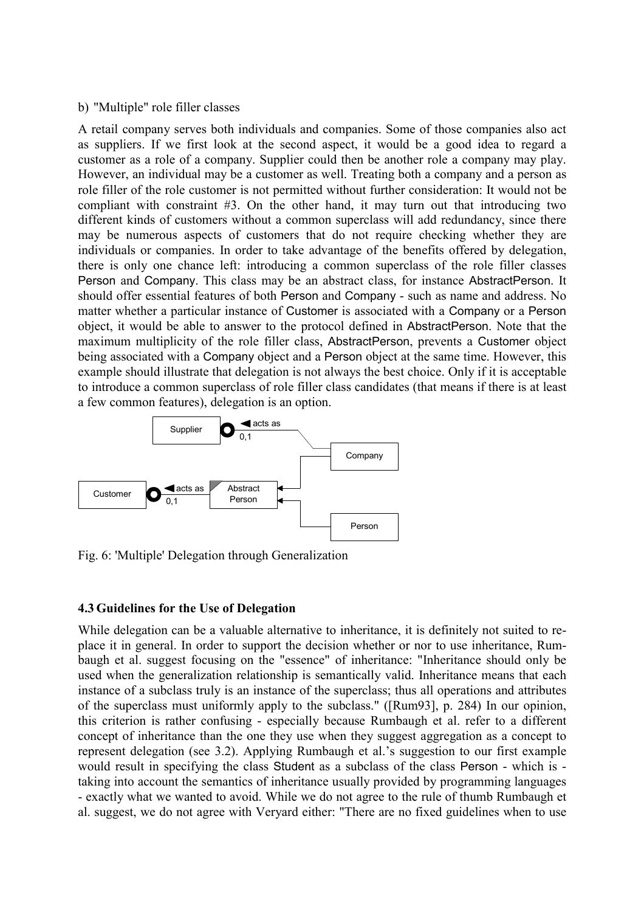b) "Multiple" role filler classes

A retail company serves both individuals and companies. Some of those companies also act as suppliers. If we first look at the second aspect, it would be a good idea to regard a customer as a role of a company. Supplier could then be another role a company may play. However, an individual may be a customer as well. Treating both a company and a person as role filler of the role customer is not permitted without further consideration: It would not be compliant with constraint #3. On the other hand, it may turn out that introducing two different kinds of customers without a common superclass will add redundancy, since there may be numerous aspects of customers that do not require checking whether they are individuals or companies. In order to take advantage of the benefits offered by delegation, there is only one chance left: introducing a common superclass of the role filler classes Person and Company. This class may be an abstract class, for instance AbstractPerson. It should offer essential features of both Person and Company - such as name and address. No matter whether a particular instance of Customer is associated with a Company or a Person object, it would be able to answer to the protocol defined in AbstractPerson. Note that the maximum multiplicity of the role filler class, AbstractPerson, prevents a Customer object being associated with a Company object and a Person object at the same time. However, this example should illustrate that delegation is not always the best choice. Only if it is acceptable to introduce a common superclass of role filler class candidates (that means if there is at least a few common features), delegation is an option.

Supplier
acts as
0,1
Company
Customer
acts as
0,1
Abstract Person
Person

Fig. 6: 'Multiple' Delegation through Generalization

### 4.3 Guidelines for the Use of Delegation

While delegation can be a valuable alternative to inheritance, it is definitely not suited to replace it in general. In order to support the decision whether or nor to use inheritance, Rumbaugh et al. suggest focusing on the "essence" of inheritance: "Inheritance should only be used when the generalization relationship is semantically valid. Inheritance means that each instance of a subclass truly is an instance of the superclass; thus all operations and attributes of the superclass must uniformly apply to the subclass." ([Rum93], p. 284) In our opinion, this criterion is rather confusing - especially because Rumbaugh et al. refer to a different concept of inheritance than the one they use when they suggest aggregation as a concept to represent delegation (see 3.2). Applying Rumbaugh et al.'s suggestion to our first example would result in specifying the class Student as a subclass of the class Person - which is - taking into account the semantics of inheritance usually provided by programming languages - exactly what we wanted to avoid. While we do not agree to the rule of thumb Rumbaugh et al. suggest, we do not agree with Veryard either: "There are no fixed guidelines when to use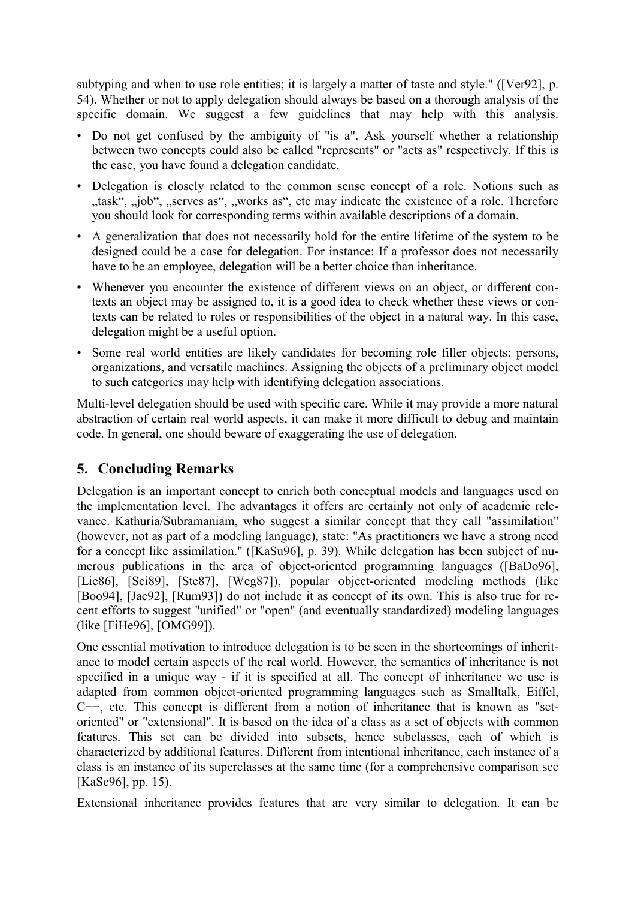subtyping and when to use role entities; it is largely a matter of taste and style." ([Ver92], p. 54). Whether or not to apply delegation should always be based on a thorough analysis of the specific domain. We suggest a few guidelines that may help with this analysis.

- Do not get confused by the ambiguity of "is a". Ask yourself whether a relationship between two concepts could also be called "represents" or "acts as" respectively. If this is the case, you have found a delegation candidate.
- Delegation is closely related to the common sense concept of a role. Notions such as „task“, „job“, „serves as“, „works as“, etc may indicate the existence of a role. Therefore you should look for corresponding terms within available descriptions of a domain.
- A generalization that does not necessarily hold for the entire lifetime of the system to be designed could be a case for delegation. For instance: If a professor does not necessarily have to be an employee, delegation will be a better choice than inheritance.
- Whenever you encounter the existence of different views on an object, or different contexts an object may be assigned to, it is a good idea to check whether these views or contexts can be related to roles or responsibilities of the object in a natural way. In this case, delegation might be a useful option.
- Some real world entities are likely candidates for becoming role filler objects: persons, organizations, and versatile machines. Assigning the objects of a preliminary object model to such categories may help with identifying delegation associations.

Multi-level delegation should be used with specific care. While it may provide a more natural abstraction of certain real world aspects, it can make it more difficult to debug and maintain code. In general, one should beware of exaggerating the use of delegation.

## 5. Concluding Remarks

Delegation is an important concept to enrich both conceptual models and languages used on the implementation level. The advantages it offers are certainly not only of academic relevance. Kathuria/Subramaniam, who suggest a similar concept that they call "assimilation" (however, not as part of a modeling language), state: "As practitioners we have a strong need for a concept like assimilation." ([KaSu96], p. 39). While delegation has been subject of numerous publications in the area of object-oriented programming languages ([BaDo96], [Lie86], [Sci89], [Ste87], [Weg87]), popular object-oriented modeling methods (like [Boo94], [Jac92], [Rum93]) do not include it as concept of its own. This is also true for recent efforts to suggest "unified" or "open" (and eventually standardized) modeling languages (like [FiHe96], [OMG99]).

One essential motivation to introduce delegation is to be seen in the shortcomings of inheritance to model certain aspects of the real world. However, the semantics of inheritance is not specified in a unique way - if it is specified at all. The concept of inheritance we use is adapted from common object-oriented programming languages such as Smalltalk, Eiffel, C++, etc. This concept is different from a notion of inheritance that is known as "set-oriented" or "extensional". It is based on the idea of a class as a set of objects with common features. This set can be divided into subsets, hence subclasses, each of which is characterized by additional features. Different from intentional inheritance, each instance of a class is an instance of its superclasses at the same time (for a comprehensive comparison see [KaSc96], pp. 15).

Extensional inheritance provides features that are very similar to delegation. It can be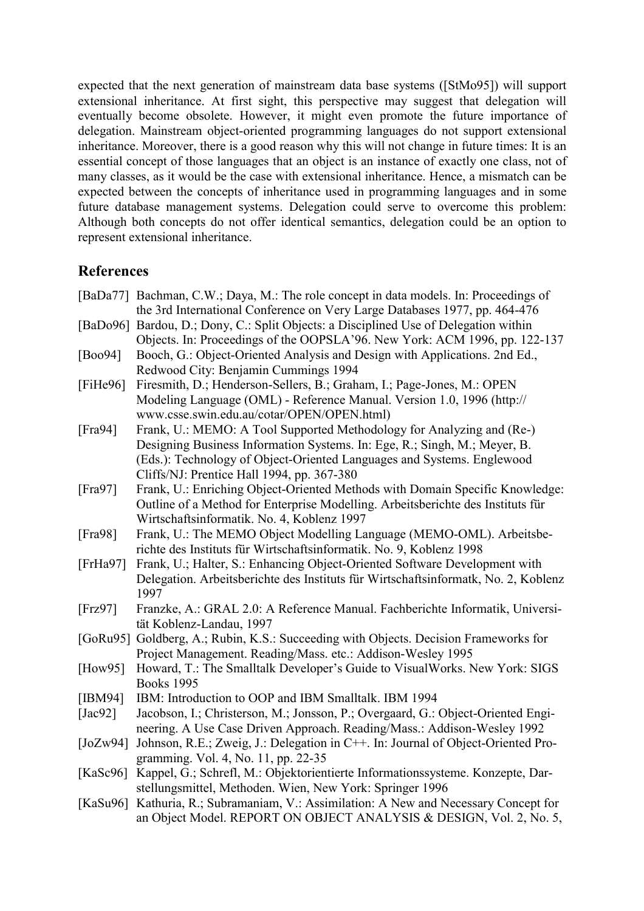expected that the next generation of mainstream data base systems ([StMo95]) will support extensional inheritance. At first sight, this perspective may suggest that delegation will eventually become obsolete. However, it might even promote the future importance of delegation. Mainstream object-oriented programming languages do not support extensional inheritance. Moreover, there is a good reason why this will not change in future times: It is an essential concept of those languages that an object is an instance of exactly one class, not of many classes, as it would be the case with extensional inheritance. Hence, a mismatch can be expected between the concepts of inheritance used in programming languages and in some future database management systems. Delegation could serve to overcome this problem: Although both concepts do not offer identical semantics, delegation could be an option to represent extensional inheritance.

## References

[BaDa77] Bachman, C.W.; Daya, M.: The role concept in data models. In: Proceedings of the 3rd International Conference on Very Large Databases 1977, pp. 464-476

[BaDo96] Bardou, D.; Dony, C.: Split Objects: a Disciplined Use of Delegation within Objects. In: Proceedings of the OOPSLA'96. New York: ACM 1996, pp. 122-137

[Boo94] Booch, G.: Object-Oriented Analysis and Design with Applications. 2nd Ed., Redwood City: Benjamin Cummings 1994

[FiHe96] Firesmith, D.; Henderson-Sellers, B.; Graham, I.; Page-Jones, M.: OPEN Modeling Language (OML) - Reference Manual. Version 1.0, 1996 (http://www.csse.swin.edu.au/cotar/OPEN/OPEN.html)

[Fra94] Frank, U.: MEMO: A Tool Supported Methodology for Analyzing and (Re-) Designing Business Information Systems. In: Ege, R.; Singh, M.; Meyer, B. (Eds.): Technology of Object-Oriented Languages and Systems. Englewood Cliffs/NJ: Prentice Hall 1994, pp. 367-380

[Fra97] Frank, U.: Enriching Object-Oriented Methods with Domain Specific Knowledge: Outline of a Method for Enterprise Modelling. Arbeitsberichte des Instituts für Wirtschaftsinformatik. No. 4, Koblenz 1997

[Fra98] Frank, U.: The MEMO Object Modelling Language (MEMO-OML). Arbeitsberichte des Instituts für Wirtschaftsinformatik. No. 9, Koblenz 1998

[FrHa97] Frank, U.; Halter, S.: Enhancing Object-Oriented Software Development with Delegation. Arbeitsberichte des Instituts für Wirtschaftsinformatk, No. 2, Koblenz 1997

[Frz97] Franzke, A.: GRAL 2.0: A Reference Manual. Fachberichte Informatik, Universität Koblenz-Landau, 1997

[GoRu95] Goldberg, A.; Rubin, K.S.: Succeeding with Objects. Decision Frameworks for Project Management. Reading/Mass. etc.: Addison-Wesley 1995

[How95] Howard, T.: The Smalltalk Developer's Guide to VisualWorks. New York: SIGS Books 1995

[IBM94] IBM: Introduction to OOP and IBM Smalltalk. IBM 1994

[Jac92] Jacobson, I.; Christerson, M.; Jonsson, P.; Overgaard, G.: Object-Oriented Engineering. A Use Case Driven Approach. Reading/Mass.: Addison-Wesley 1992

[JoZw94] Johnson, R.E.; Zweig, J.: Delegation in C++. In: Journal of Object-Oriented Programming. Vol. 4, No. 11, pp. 22-35

[KaSc96] Kappel, G.; Schrefl, M.: Objektorientierte Informationssysteme. Konzepte, Darstellungsmittel, Methoden. Wien, New York: Springer 1996

[KaSu96] Kathuria, R.; Subramaniam, V.: Assimilation: A New and Necessary Concept for an Object Model. REPORT ON OBJECT ANALYSIS & DESIGN, Vol. 2, No. 5,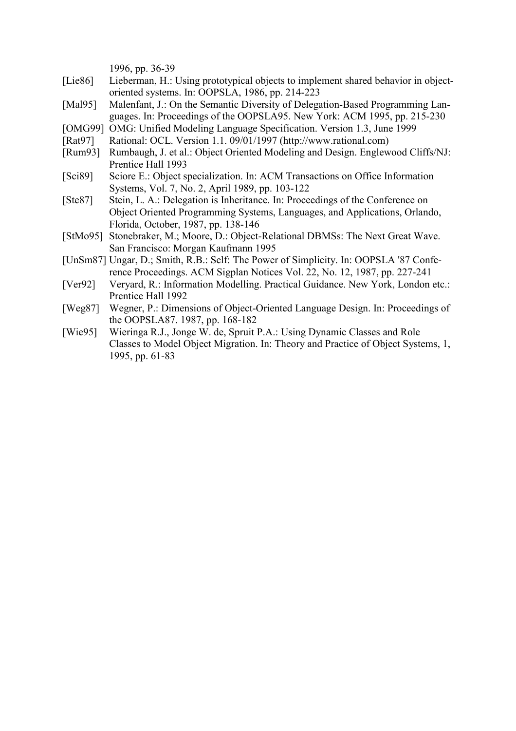1996, pp. 36-39

[Lie86] Lieberman, H.: Using prototypical objects to implement shared behavior in object-oriented systems. In: OOPSLA, 1986, pp. 214-223

[Mal95] Malenfant, J.: On the Semantic Diversity of Delegation-Based Programming Languages. In: Proceedings of the OOPSLA95. New York: ACM 1995, pp. 215-230

[OMG99] OMG: Unified Modeling Language Specification. Version 1.3, June 1999

[Rat97] Rational: OCL. Version 1.1. 09/01/1997 (http://www.rational.com)

[Rum93] Rumbaugh, J. et al.: Object Oriented Modeling and Design. Englewood Cliffs/NJ: Prentice Hall 1993

[Sci89] Sciore E.: Object specialization. In: ACM Transactions on Office Information Systems, Vol. 7, No. 2, April 1989, pp. 103-122

[Ste87] Stein, L. A.: Delegation is Inheritance. In: Proceedings of the Conference on Object Oriented Programming Systems, Languages, and Applications, Orlando, Florida, October, 1987, pp. 138-146

[StMo95] Stonebraker, M.; Moore, D.: Object-Relational DBMSs: The Next Great Wave. San Francisco: Morgan Kaufmann 1995

[UnSm87] Ungar, D.; Smith, R.B.: Self: The Power of Simplicity. In: OOPSLA '87 Conference Proceedings. ACM Sigplan Notices Vol. 22, No. 12, 1987, pp. 227-241

[Ver92] Veryard, R.: Information Modelling. Practical Guidance. New York, London etc.: Prentice Hall 1992

[Weg87] Wegner, P.: Dimensions of Object-Oriented Language Design. In: Proceedings of the OOPSLA87. 1987, pp. 168-182

[Wie95] Wieringa R.J., Jonge W. de, Spruit P.A.: Using Dynamic Classes and Role Classes to Model Object Migration. In: Theory and Practice of Object Systems, 1, 1995, pp. 61-83